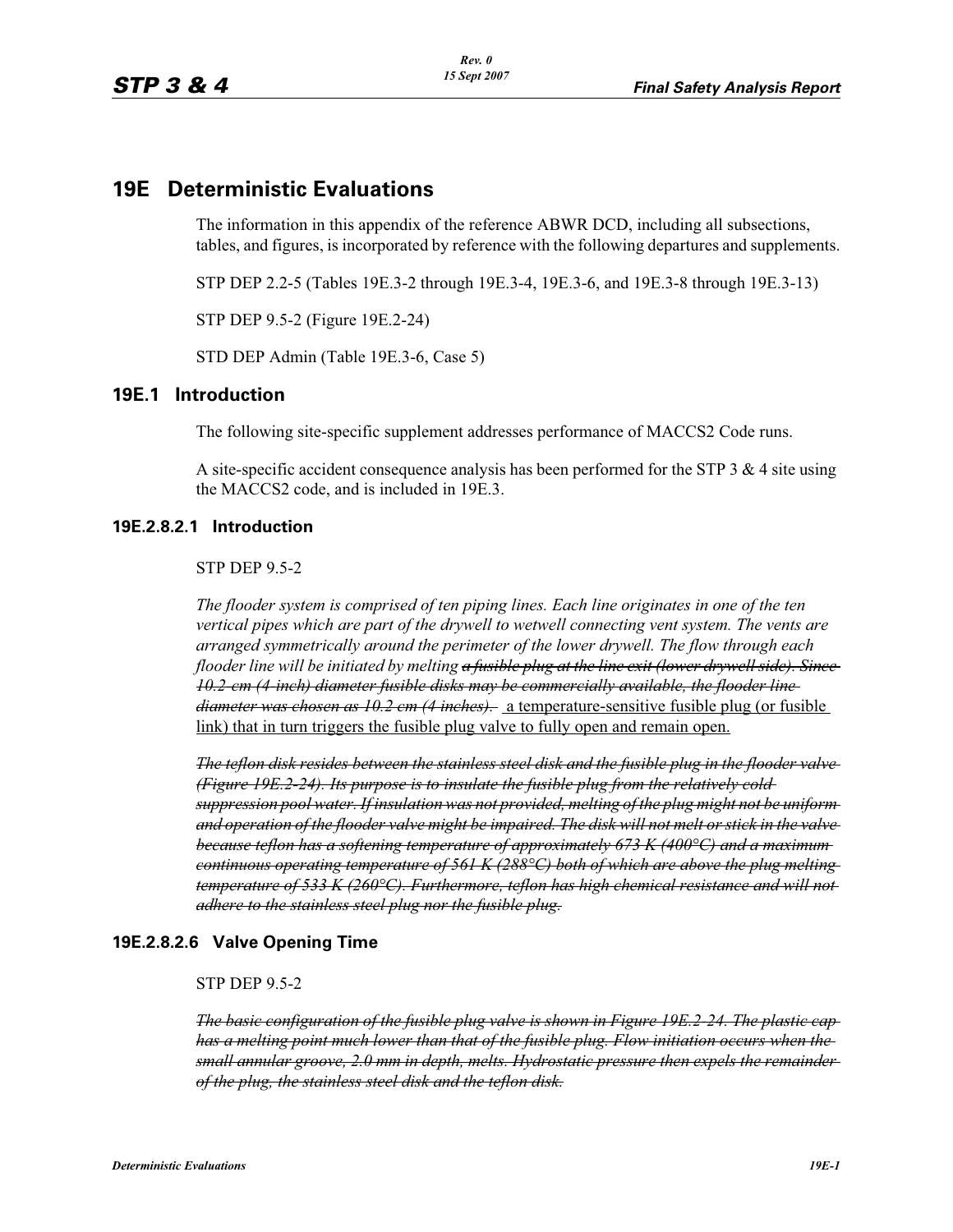# 19E Deterministic Evaluations

The information in this appendix of the reference ABWR DCD, including all subsections, tables, and figures, is incorporated by reference with the following departures and supplements.

STP DEP 2.2-5 (Tables 19E.3-2 through 19E.3-4, 19E.3-6, and 19E.3-8 through 19E.3-13)

STP DEP 9.5-2 (Figure 19E.2-24)

STD DEP Admin (Table 19E.3-6, Case 5)

## 19E.1 Introduction

The following site-specific supplement addresses performance of MACCS2 Code runs.

A site-specific accident consequence analysis has been performed for the STP 3 & 4 site using the MACCS2 code, and is included in 19E.3.

### 19E.2.8.2.1 Introduction

STP DEP 9.5-2

*The flooder system is comprised of ten piping lines. Each line originates in one of the ten vertical pipes which are part of the drywell to wetwell connecting vent system. The vents are arranged symmetrically around the perimeter of the lower drywell. The flow through each flooder line will be initiated by melting ~~a fusible plug at the line exit (lower drywell side). Since 10.2-cm (4-inch) diameter fusible disks may be commercially available, the flooder line diameter was chosen as 10.2 cm (4 inches).~~* a temperature-sensitive fusible plug (or fusible link) that in turn triggers the fusible plug valve to fully open and remain open.

~~*The teflon disk resides between the stainless steel disk and the fusible plug in the flooder valve (Figure 19E.2-24). Its purpose is to insulate the fusible plug from the relatively cold suppression pool water. If insulation was not provided, melting of the plug might not be uniform and operation of the flooder valve might be impaired. The disk will not melt or stick in the valve because teflon has a softening temperature of approximately 673 K (400°C) and a maximum continuous operating temperature of 561 K (288°C) both of which are above the plug melting temperature of 533 K (260°C). Furthermore, teflon has high chemical resistance and will not adhere to the stainless steel plug nor the fusible plug.*~~

### 19E.2.8.2.6 Valve Opening Time

STP DEP 9.5-2

~~*The basic configuration of the fusible plug valve is shown in Figure 19E.2-24. The plastic cap has a melting point much lower than that of the fusible plug. Flow initiation occurs when the small annular groove, 2.0 mm in depth, melts. Hydrostatic pressure then expels the remainder of the plug, the stainless steel disk and the teflon disk.*~~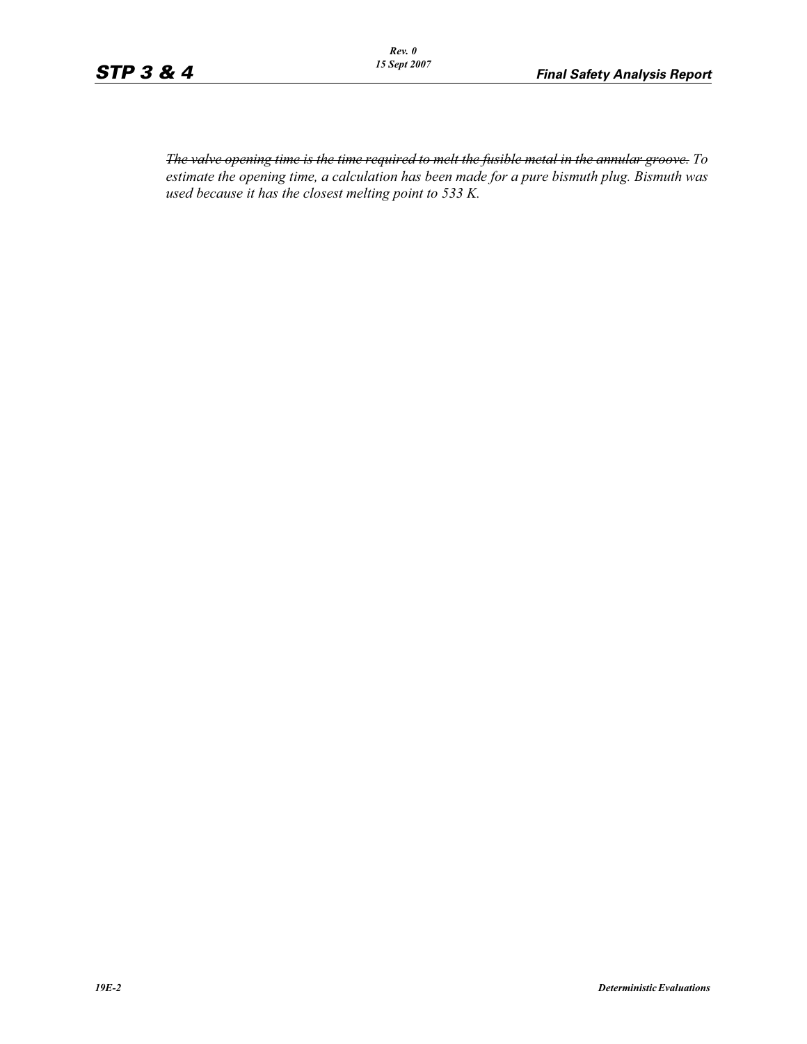*~~The valve opening time is the time required to melt the fusible metal in the annular groove.~~ To estimate the opening time, a calculation has been made for a pure bismuth plug. Bismuth was used because it has the closest melting point to 533 K.*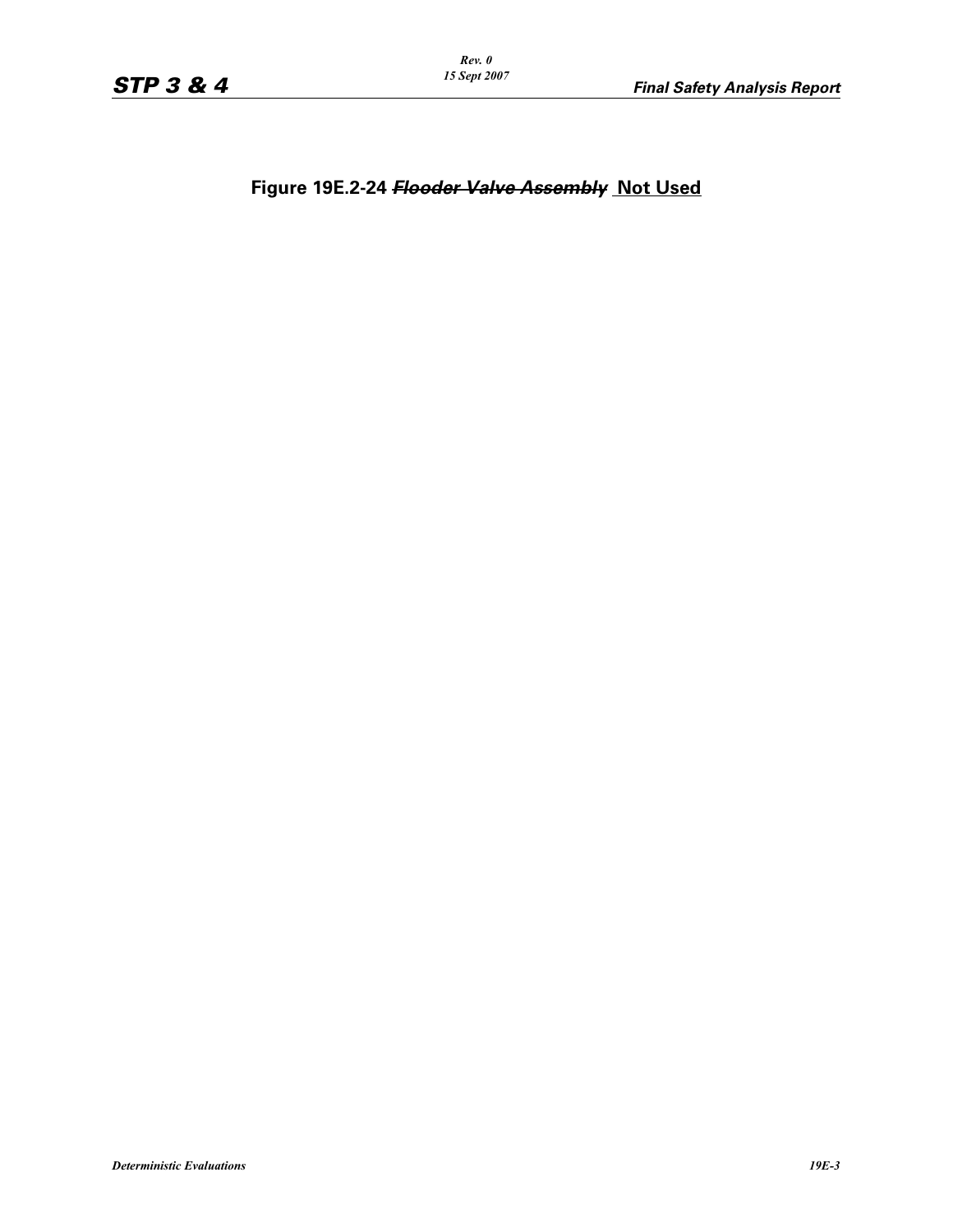# Figure 19E.2-24 ~~*Flooder Valve Assembly*~~ Not Used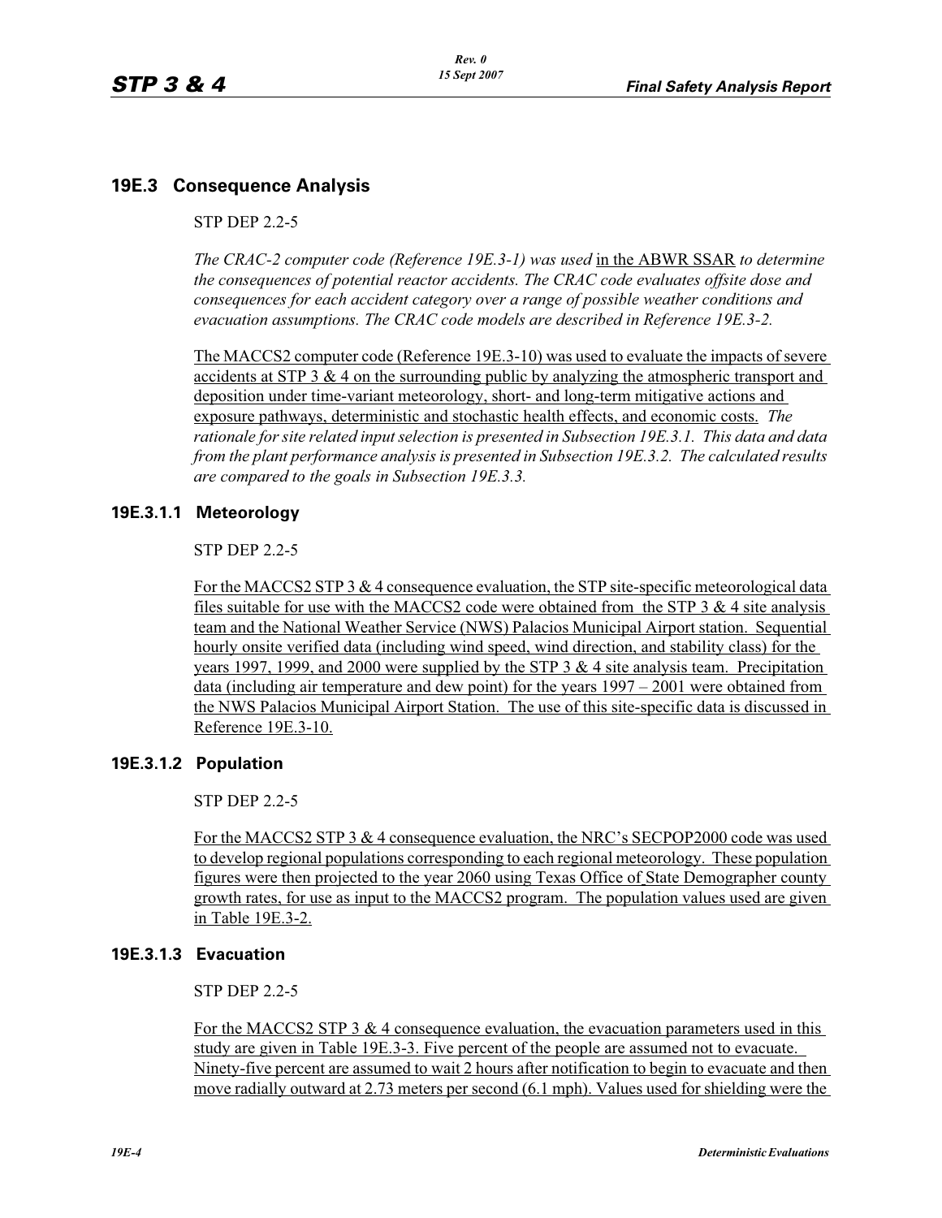## 19E.3 Consequence Analysis

STP DEP 2.2-5

*The CRAC-2 computer code (Reference 19E.3-1) was used* in the ABWR SSAR *to determine the consequences of potential reactor accidents. The CRAC code evaluates offsite dose and consequences for each accident category over a range of possible weather conditions and evacuation assumptions. The CRAC code models are described in Reference 19E.3-2.*

The MACCS2 computer code (Reference 19E.3-10) was used to evaluate the impacts of severe accidents at STP 3 & 4 on the surrounding public by analyzing the atmospheric transport and deposition under time-variant meteorology, short- and long-term mitigative actions and exposure pathways, deterministic and stochastic health effects, and economic costs. *The rationale for site related input selection is presented in Subsection 19E.3.1. This data and data from the plant performance analysis is presented in Subsection 19E.3.2. The calculated results are compared to the goals in Subsection 19E.3.3.*

### 19E.3.1.1 Meteorology

STP DEP 2.2-5

For the MACCS2 STP 3 & 4 consequence evaluation, the STP site-specific meteorological data files suitable for use with the MACCS2 code were obtained from the STP 3 & 4 site analysis team and the National Weather Service (NWS) Palacios Municipal Airport station. Sequential hourly onsite verified data (including wind speed, wind direction, and stability class) for the years 1997, 1999, and 2000 were supplied by the STP 3 & 4 site analysis team. Precipitation data (including air temperature and dew point) for the years 1997 – 2001 were obtained from the NWS Palacios Municipal Airport Station. The use of this site-specific data is discussed in Reference 19E.3-10.

### 19E.3.1.2 Population

STP DEP 2.2-5

For the MACCS2 STP 3 & 4 consequence evaluation, the NRC's SECPOP2000 code was used to develop regional populations corresponding to each regional meteorology. These population figures were then projected to the year 2060 using Texas Office of State Demographer county growth rates, for use as input to the MACCS2 program. The population values used are given in Table 19E.3-2.

### 19E.3.1.3 Evacuation

STP DEP 2.2-5

For the MACCS2 STP 3 & 4 consequence evaluation, the evacuation parameters used in this study are given in Table 19E.3-3. Five percent of the people are assumed not to evacuate. Ninety-five percent are assumed to wait 2 hours after notification to begin to evacuate and then move radially outward at 2.73 meters per second (6.1 mph). Values used for shielding were the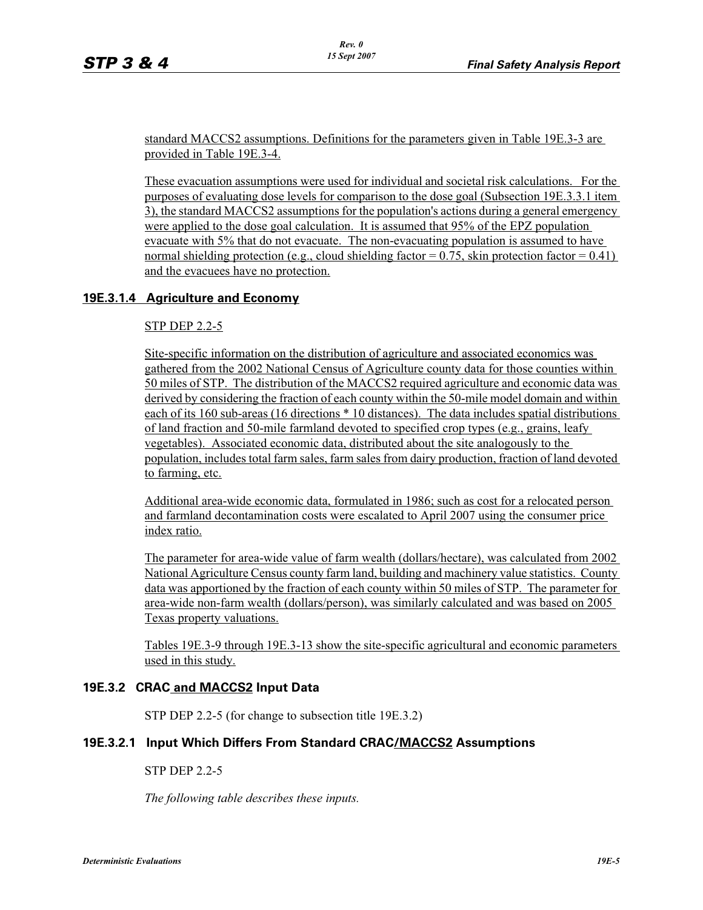standard MACCS2 assumptions. Definitions for the parameters given in Table 19E.3-3 are provided in Table 19E.3-4.

These evacuation assumptions were used for individual and societal risk calculations. For the purposes of evaluating dose levels for comparison to the dose goal (Subsection 19E.3.3.1 item 3), the standard MACCS2 assumptions for the population's actions during a general emergency were applied to the dose goal calculation. It is assumed that 95% of the EPZ population evacuate with 5% that do not evacuate. The non-evacuating population is assumed to have normal shielding protection (e.g., cloud shielding factor = 0.75, skin protection factor = 0.41) and the evacuees have no protection.

### 19E.3.1.4 Agriculture and Economy

STP DEP 2.2-5

Site-specific information on the distribution of agriculture and associated economics was gathered from the 2002 National Census of Agriculture county data for those counties within 50 miles of STP. The distribution of the MACCS2 required agriculture and economic data was derived by considering the fraction of each county within the 50-mile model domain and within each of its 160 sub-areas (16 directions * 10 distances). The data includes spatial distributions of land fraction and 50-mile farmland devoted to specified crop types (e.g., grains, leafy vegetables). Associated economic data, distributed about the site analogously to the population, includes total farm sales, farm sales from dairy production, fraction of land devoted to farming, etc.

Additional area-wide economic data, formulated in 1986; such as cost for a relocated person and farmland decontamination costs were escalated to April 2007 using the consumer price index ratio.

The parameter for area-wide value of farm wealth (dollars/hectare), was calculated from 2002 National Agriculture Census county farm land, building and machinery value statistics. County data was apportioned by the fraction of each county within 50 miles of STP. The parameter for area-wide non-farm wealth (dollars/person), was similarly calculated and was based on 2005 Texas property valuations.

Tables 19E.3-9 through 19E.3-13 show the site-specific agricultural and economic parameters used in this study.

## 19E.3.2 CRAC and MACCS2 Input Data

STP DEP 2.2-5 (for change to subsection title 19E.3.2)

### 19E.3.2.1 Input Which Differs From Standard CRAC/MACCS2 Assumptions

STP DEP 2.2-5

*The following table describes these inputs.*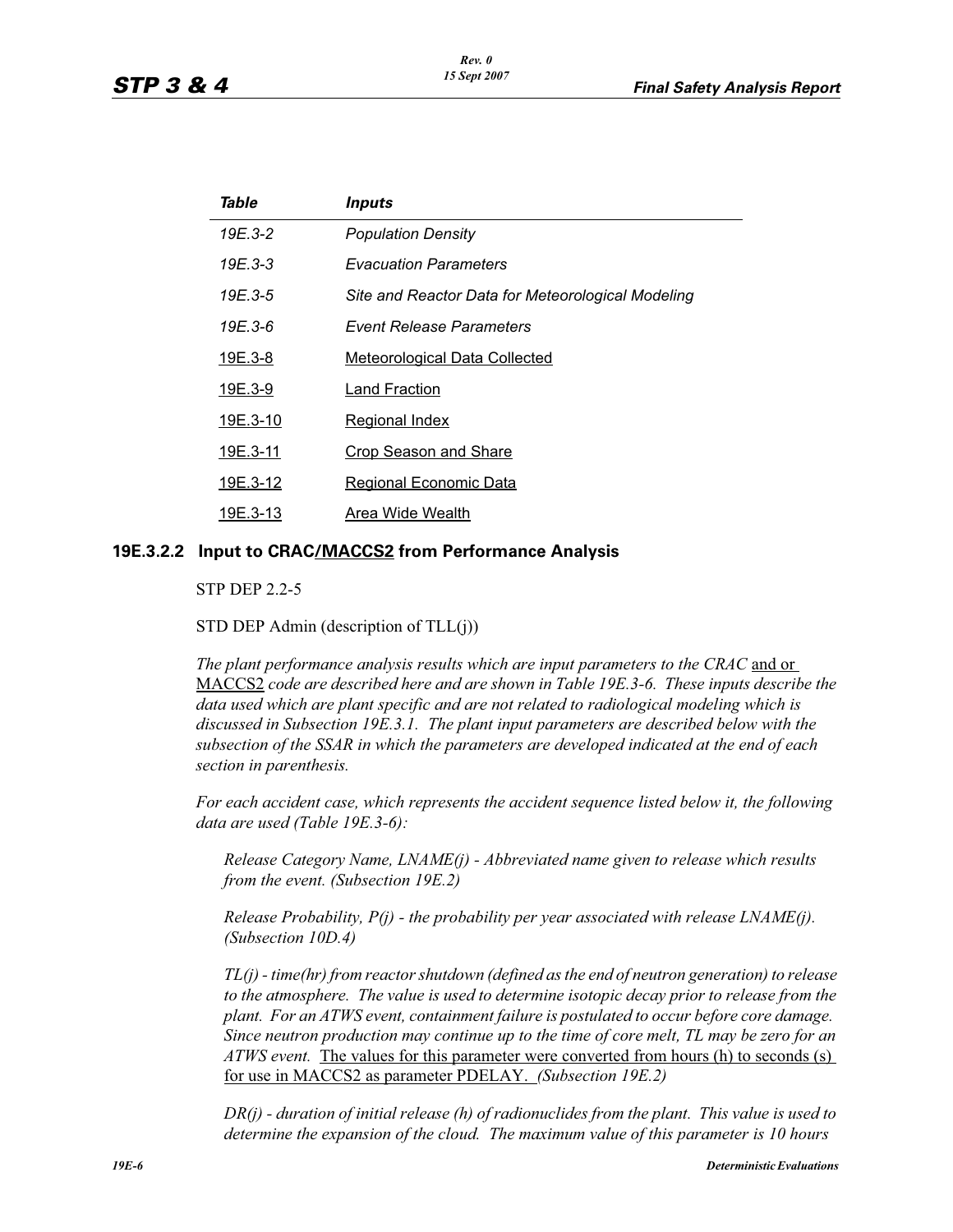| *Table* | *Inputs* |
|---|---|
| *19E.3-2* | *Population Density* |
| *19E.3-3* | *Evacuation Parameters* |
| *19E.3-5* | *Site and Reactor Data for Meteorological Modeling* |
| *19E.3-6* | *Event Release Parameters* |
| 19E.3-8 | Meteorological Data Collected |
| 19E.3-9 | Land Fraction |
| 19E.3-10 | Regional Index |
| 19E.3-11 | Crop Season and Share |
| 19E.3-12 | Regional Economic Data |
| 19E.3-13 | Area Wide Wealth |

### 19E.3.2.2 Input to CRAC/MACCS2 from Performance Analysis

STP DEP 2.2-5

STD DEP Admin (description of TLL(j))

*The plant performance analysis results which are input parameters to the CRAC* and or MACCS2 *code are described here and are shown in Table 19E.3-6. These inputs describe the data used which are plant specific and are not related to radiological modeling which is discussed in Subsection 19E.3.1. The plant input parameters are described below with the subsection of the SSAR in which the parameters are developed indicated at the end of each section in parenthesis.*

*For each accident case, which represents the accident sequence listed below it, the following data are used (Table 19E.3-6):*

*Release Category Name, LNAME(j) - Abbreviated name given to release which results from the event. (Subsection 19E.2)*

*Release Probability, P(j) - the probability per year associated with release LNAME(j). (Subsection 10D.4)*

*TL(j) - time(hr) from reactor shutdown (defined as the end of neutron generation) to release to the atmosphere. The value is used to determine isotopic decay prior to release from the plant. For an ATWS event, containment failure is postulated to occur before core damage. Since neutron production may continue up to the time of core melt, TL may be zero for an ATWS event.* The values for this parameter were converted from hours (h) to seconds (s) for use in MACCS2 as parameter PDELAY. *(Subsection 19E.2)*

*DR(j) - duration of initial release (h) of radionuclides from the plant. This value is used to determine the expansion of the cloud. The maximum value of this parameter is 10 hours*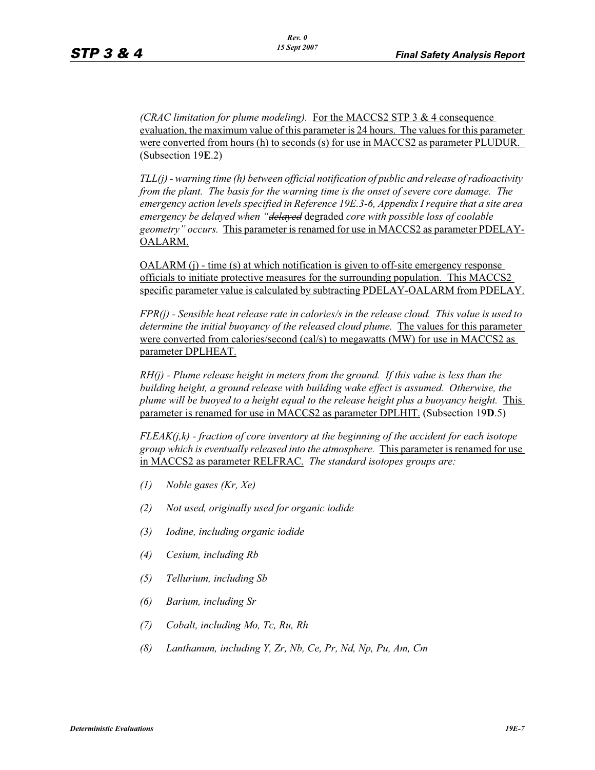*(CRAC limitation for plume modeling).* For the MACCS2 STP 3 & 4 consequence evaluation, the maximum value of this parameter is 24 hours. The values for this parameter were converted from hours (h) to seconds (s) for use in MACCS2 as parameter PLUDUR. (Subsection 19**E**.2)

*TLL(j) - warning time (h) between official notification of public and release of radioactivity from the plant. The basis for the warning time is the onset of severe core damage. The emergency action levels specified in Reference 19E.3-6, Appendix I require that a site area emergency be delayed when "~~delayed~~* degraded *core with possible loss of coolable geometry" occurs.* This parameter is renamed for use in MACCS2 as parameter PDELAY-OALARM.

OALARM (j) - time (s) at which notification is given to off-site emergency response officials to initiate protective measures for the surrounding population. This MACCS2 specific parameter value is calculated by subtracting PDELAY-OALARM from PDELAY.

*FPR(j) - Sensible heat release rate in calories/s in the release cloud. This value is used to determine the initial buoyancy of the released cloud plume.* The values for this parameter were converted from calories/second (cal/s) to megawatts (MW) for use in MACCS2 as parameter DPLHEAT.

*RH(j) - Plume release height in meters from the ground. If this value is less than the building height, a ground release with building wake effect is assumed. Otherwise, the plume will be buoyed to a height equal to the release height plus a buoyancy height.* This parameter is renamed for use in MACCS2 as parameter DPLHIT. (Subsection 19**D**.5)

*FLEAK(j,k) - fraction of core inventory at the beginning of the accident for each isotope group which is eventually released into the atmosphere.* This parameter is renamed for use in MACCS2 as parameter RELFRAC. *The standard isotopes groups are:*

- *(1) Noble gases (Kr, Xe)*
- *(2) Not used, originally used for organic iodide*
- *(3) Iodine, including organic iodide*
- *(4) Cesium, including Rb*
- *(5) Tellurium, including Sb*
- *(6) Barium, including Sr*
- *(7) Cobalt, including Mo, Tc, Ru, Rh*
- *(8) Lanthanum, including Y, Zr, Nb, Ce, Pr, Nd, Np, Pu, Am, Cm*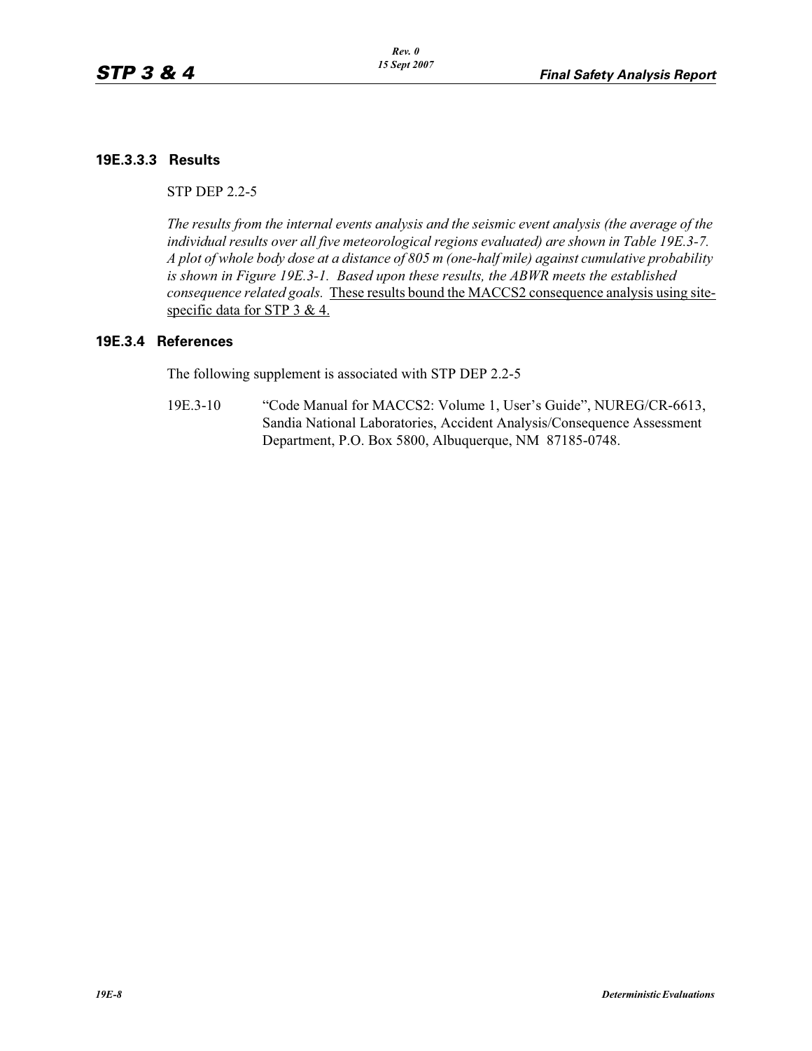### 19E.3.3.3 Results

STP DEP 2.2-5

*The results from the internal events analysis and the seismic event analysis (the average of the individual results over all five meteorological regions evaluated) are shown in Table 19E.3-7. A plot of whole body dose at a distance of 805 m (one-half mile) against cumulative probability is shown in Figure 19E.3-1. Based upon these results, the ABWR meets the established consequence related goals.* These results bound the MACCS2 consequence analysis using site-specific data for STP 3 & 4.

### 19E.3.4 References

The following supplement is associated with STP DEP 2.2-5

19E.3-10 "Code Manual for MACCS2: Volume 1, User's Guide", NUREG/CR-6613, Sandia National Laboratories, Accident Analysis/Consequence Assessment Department, P.O. Box 5800, Albuquerque, NM 87185-0748.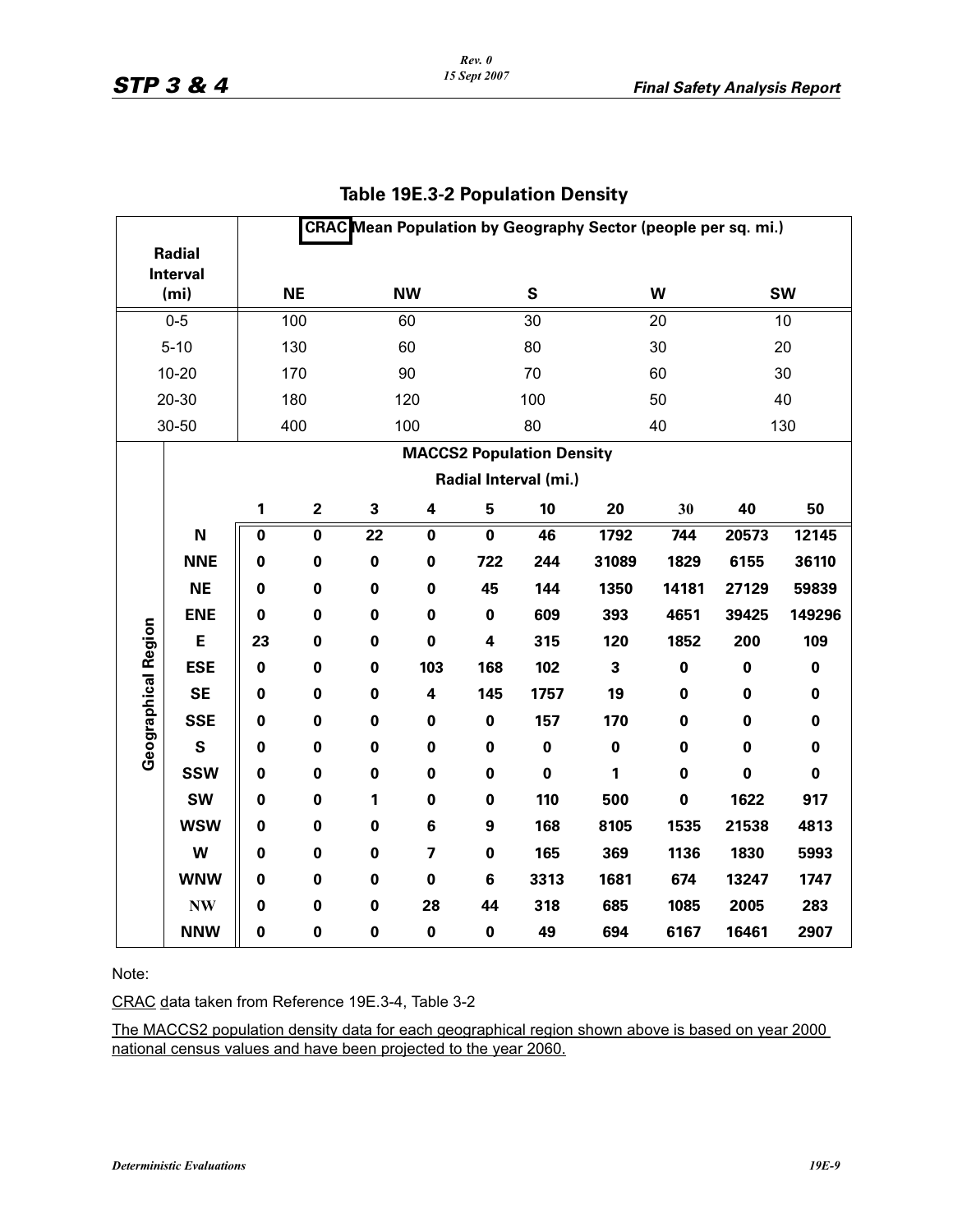## Table 19E.3-2 Population Density

| Radial Interval (mi) | CRAC Mean Population by Geography Sector (people per sq. mi.) | | | | |
|---|---|---|---|---|---|
| | NE | NW | S | W | SW |
| 0-5 | 100 | 60 | 30 | 20 | 10 |
| 5-10 | 130 | 60 | 80 | 30 | 20 |
| 10-20 | 170 | 90 | 70 | 60 | 30 |
| 20-30 | 180 | 120 | 100 | 50 | 40 |
| 30-50 | 400 | 100 | 80 | 40 | 130 |

| Geographical Region | MACCS2 Population Density — Radial Interval (mi.) | | | | | | | | | |
|---|---|---|---|---|---|---|---|---|---|---|
| | 1 | 2 | 3 | 4 | 5 | 10 | 20 | 30 | 40 | 50 |
| **N** | **0** | **0** | **22** | **0** | **0** | **46** | **1792** | **744** | **20573** | **12145** |
| **NNE** | **0** | **0** | **0** | **0** | **722** | **244** | **31089** | **1829** | **6155** | **36110** |
| **NE** | **0** | **0** | **0** | **0** | **45** | **144** | **1350** | **14181** | **27129** | **59839** |
| **ENE** | **0** | **0** | **0** | **0** | **0** | **609** | **393** | **4651** | **39425** | **149296** |
| **E** | **23** | **0** | **0** | **0** | **4** | **315** | **120** | **1852** | **200** | **109** |
| **ESE** | **0** | **0** | **0** | **103** | **168** | **102** | **3** | **0** | **0** | **0** |
| **SE** | **0** | **0** | **0** | **4** | **145** | **1757** | **19** | **0** | **0** | **0** |
| **SSE** | **0** | **0** | **0** | **0** | **0** | **157** | **170** | **0** | **0** | **0** |
| **S** | **0** | **0** | **0** | **0** | **0** | **0** | **0** | **0** | **0** | **0** |
| **SSW** | **0** | **0** | **0** | **0** | **0** | **0** | **1** | **0** | **0** | **0** |
| **SW** | **0** | **0** | **1** | **0** | **0** | **110** | **500** | **0** | **1622** | **917** |
| **WSW** | **0** | **0** | **0** | **6** | **9** | **168** | **8105** | **1535** | **21538** | **4813** |
| **W** | **0** | **0** | **0** | **7** | **0** | **165** | **369** | **1136** | **1830** | **5993** |
| **WNW** | **0** | **0** | **0** | **0** | **6** | **3313** | **1681** | **674** | **13247** | **1747** |
| **NW** | **0** | **0** | **0** | **28** | **44** | **318** | **685** | **1085** | **2005** | **283** |
| **NNW** | **0** | **0** | **0** | **0** | **0** | **49** | **694** | **6167** | **16461** | **2907** |

Note:

CRAC data taken from Reference 19E.3-4, Table 3-2

The MACCS2 population density data for each geographical region shown above is based on year 2000 national census values and have been projected to the year 2060.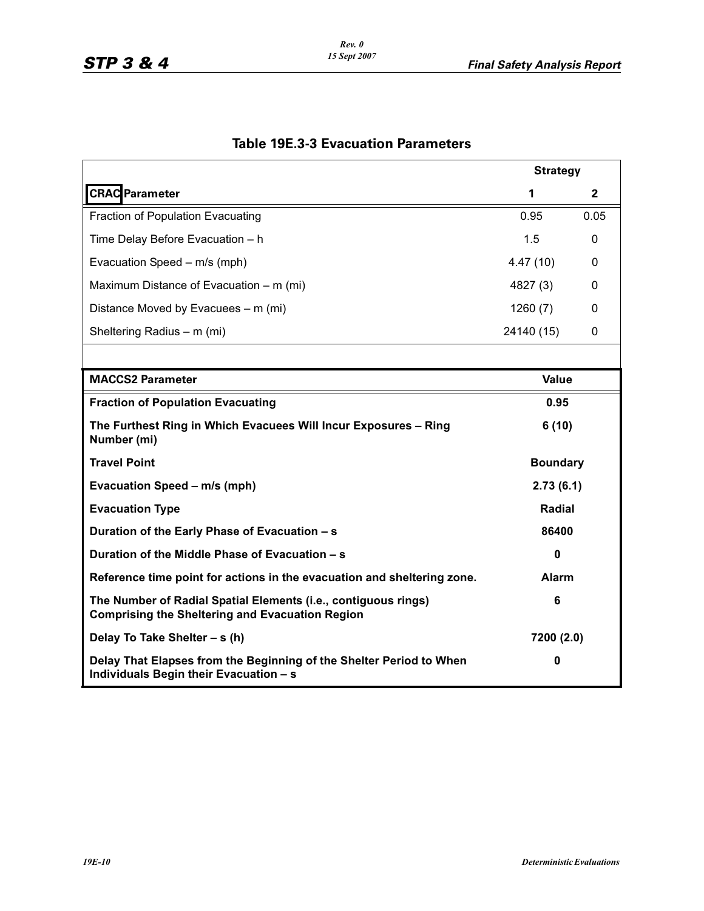## Table 19E.3-3 Evacuation Parameters

| CRAC Parameter | Strategy 1 | Strategy 2 |
|---|---|---|
| Fraction of Population Evacuating | 0.95 | 0.05 |
| Time Delay Before Evacuation – h | 1.5 | 0 |
| Evacuation Speed – m/s (mph) | 4.47 (10) | 0 |
| Maximum Distance of Evacuation – m (mi) | 4827 (3) | 0 |
| Distance Moved by Evacuees – m (mi) | 1260 (7) | 0 |
| Sheltering Radius – m (mi) | 24140 (15) | 0 |

| **MACCS2 Parameter** | **Value** |
|---|---|
| **Fraction of Population Evacuating** | **0.95** |
| **The Furthest Ring in Which Evacuees Will Incur Exposures – Ring Number (mi)** | **6 (10)** |
| **Travel Point** | **Boundary** |
| **Evacuation Speed – m/s (mph)** | **2.73 (6.1)** |
| **Evacuation Type** | **Radial** |
| **Duration of the Early Phase of Evacuation – s** | **86400** |
| **Duration of the Middle Phase of Evacuation – s** | **0** |
| **Reference time point for actions in the evacuation and sheltering zone.** | **Alarm** |
| **The Number of Radial Spatial Elements (i.e., contiguous rings) Comprising the Sheltering and Evacuation Region** | **6** |
| **Delay To Take Shelter – s (h)** | **7200 (2.0)** |
| **Delay That Elapses from the Beginning of the Shelter Period to When Individuals Begin their Evacuation – s** | **0** |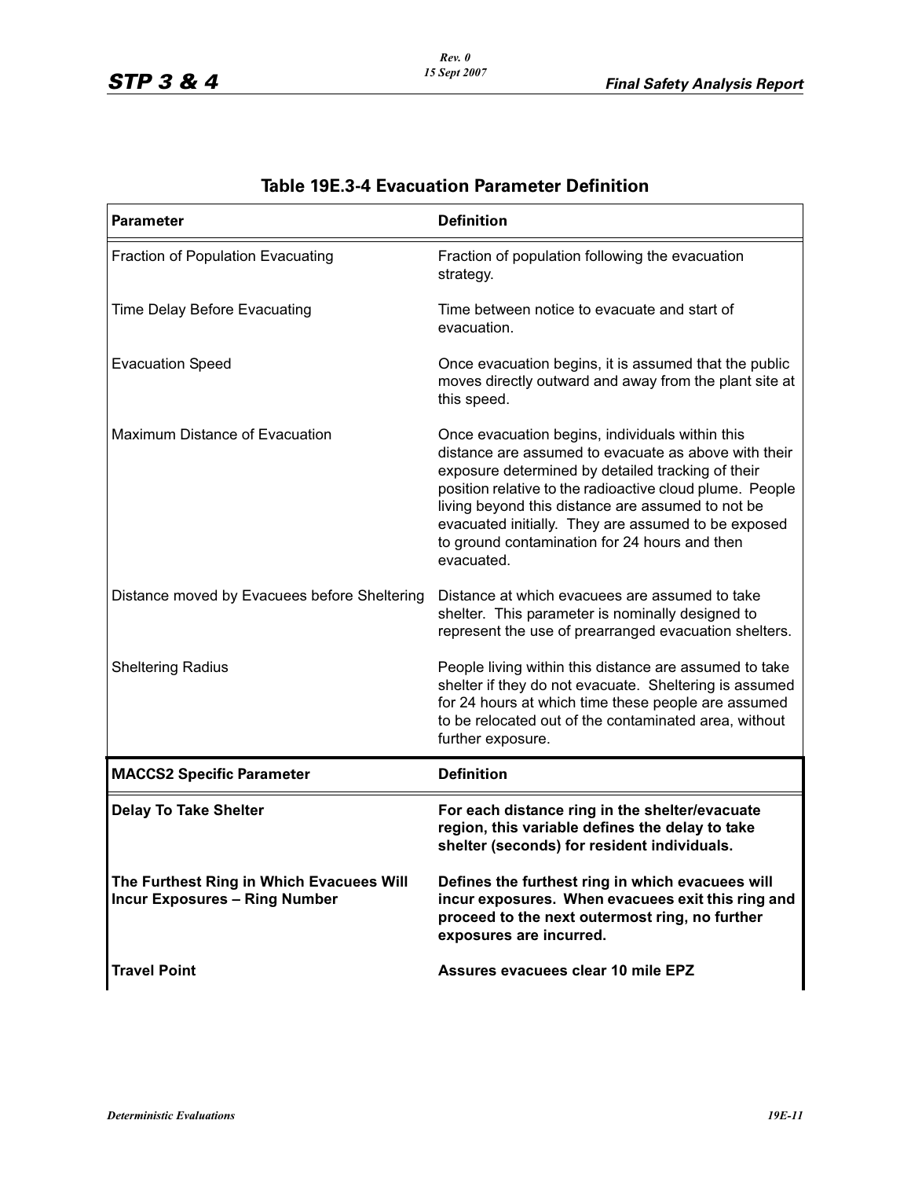**Table 19E.3-4 Evacuation Parameter Definition**

| Parameter | Definition |
|---|---|
| Fraction of Population Evacuating | Fraction of population following the evacuation strategy. |
| Time Delay Before Evacuating | Time between notice to evacuate and start of evacuation. |
| Evacuation Speed | Once evacuation begins, it is assumed that the public moves directly outward and away from the plant site at this speed. |
| Maximum Distance of Evacuation | Once evacuation begins, individuals within this distance are assumed to evacuate as above with their exposure determined by detailed tracking of their position relative to the radioactive cloud plume. People living beyond this distance are assumed to not be evacuated initially. They are assumed to be exposed to ground contamination for 24 hours and then evacuated. |
| Distance moved by Evacuees before Sheltering | Distance at which evacuees are assumed to take shelter. This parameter is nominally designed to represent the use of prearranged evacuation shelters. |
| Sheltering Radius | People living within this distance are assumed to take shelter if they do not evacuate. Sheltering is assumed for 24 hours at which time these people are assumed to be relocated out of the contaminated area, without further exposure. |
| **MACCS2 Specific Parameter** | **Definition** |
| **Delay To Take Shelter** | **For each distance ring in the shelter/evacuate region, this variable defines the delay to take shelter (seconds) for resident individuals.** |
| **The Furthest Ring in Which Evacuees Will Incur Exposures – Ring Number** | **Defines the furthest ring in which evacuees will incur exposures. When evacuees exit this ring and proceed to the next outermost ring, no further exposures are incurred.** |
| **Travel Point** | **Assures evacuees clear 10 mile EPZ** |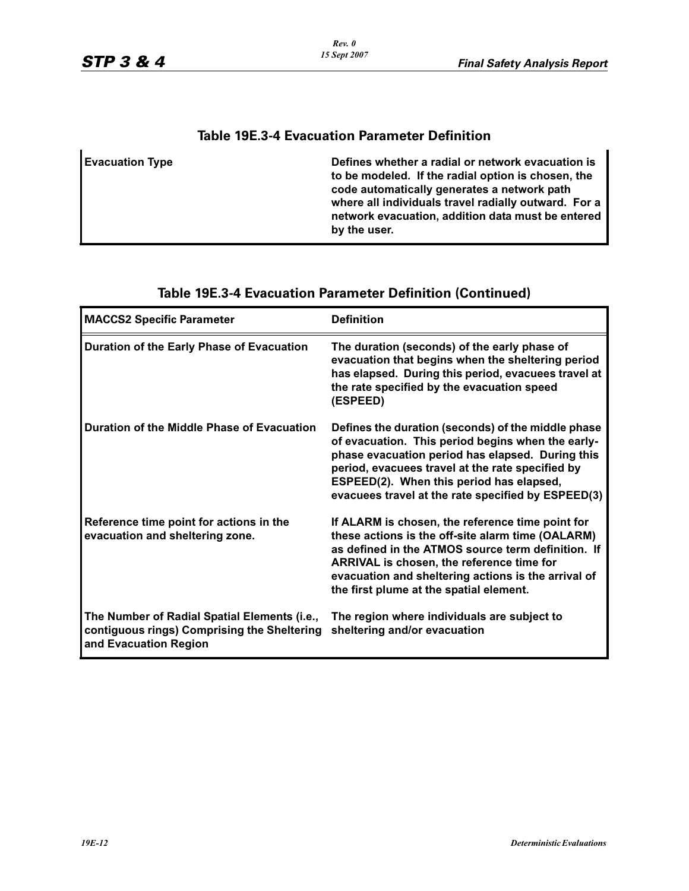## Table 19E.3-4 Evacuation Parameter Definition

| | |
|---|---|
| **Evacuation Type** | **Defines whether a radial or network evacuation is to be modeled. If the radial option is chosen, the code automatically generates a network path where all individuals travel radially outward. For a network evacuation, addition data must be entered by the user.** |

## Table 19E.3-4 Evacuation Parameter Definition (Continued)

| MACCS2 Specific Parameter | Definition |
|---|---|
| **Duration of the Early Phase of Evacuation** | **The duration (seconds) of the early phase of evacuation that begins when the sheltering period has elapsed. During this period, evacuees travel at the rate specified by the evacuation speed (ESPEED)** |
| **Duration of the Middle Phase of Evacuation** | **Defines the duration (seconds) of the middle phase of evacuation. This period begins when the early-phase evacuation period has elapsed. During this period, evacuees travel at the rate specified by ESPEED(2). When this period has elapsed, evacuees travel at the rate specified by ESPEED(3)** |
| **Reference time point for actions in the evacuation and sheltering zone.** | **If ALARM is chosen, the reference time point for these actions is the off-site alarm time (OALARM) as defined in the ATMOS source term definition. If ARRIVAL is chosen, the reference time for evacuation and sheltering actions is the arrival of the first plume at the spatial element.** |
| **The Number of Radial Spatial Elements (i.e., contiguous rings) Comprising the Sheltering and Evacuation Region** | **The region where individuals are subject to sheltering and/or evacuation** |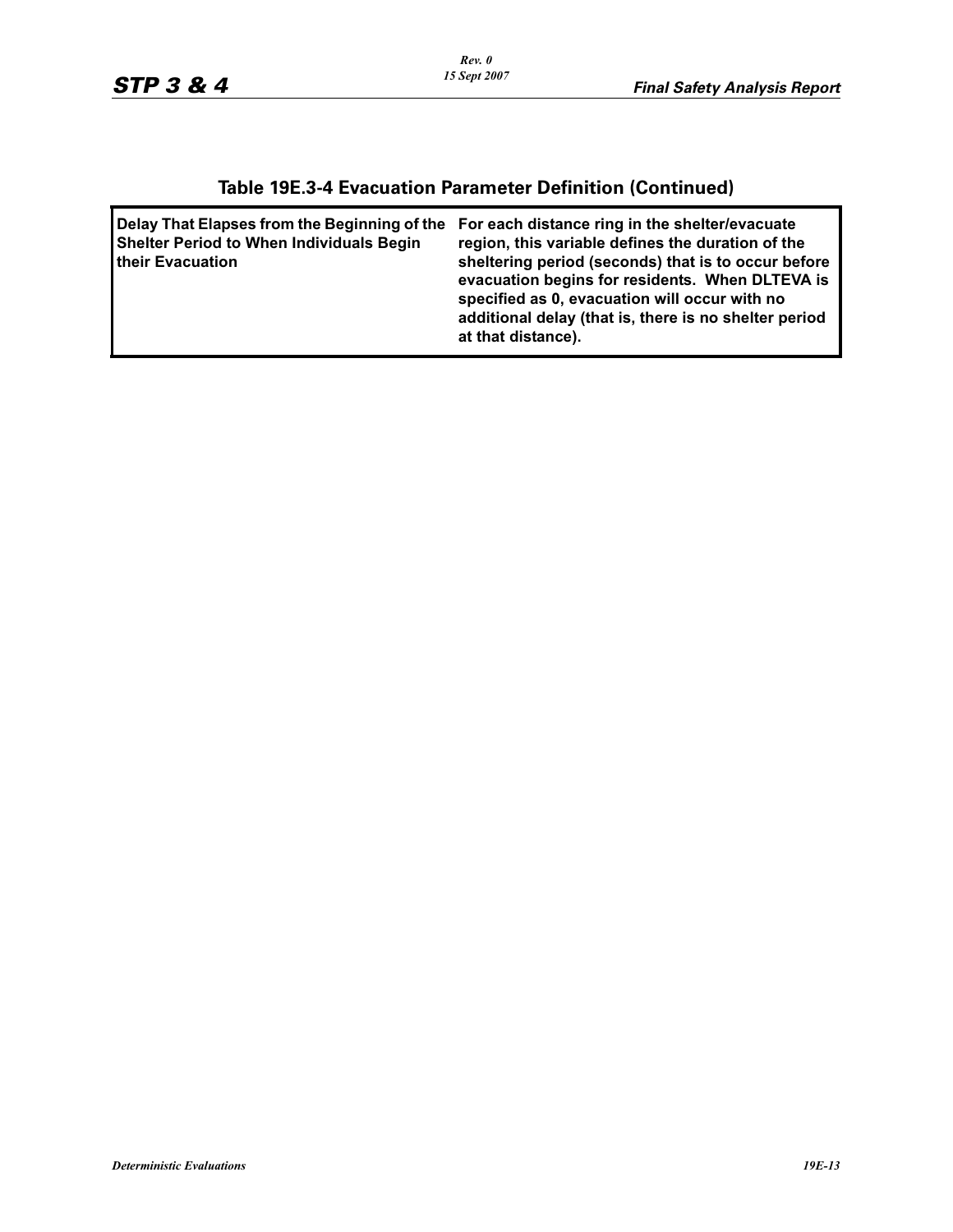## Table 19E.3-4 Evacuation Parameter Definition (Continued)

| | |
|---|---|
| **Delay That Elapses from the Beginning of the Shelter Period to When Individuals Begin their Evacuation** | **For each distance ring in the shelter/evacuate region, this variable defines the duration of the sheltering period (seconds) that is to occur before evacuation begins for residents. When DLTEVA is specified as 0, evacuation will occur with no additional delay (that is, there is no shelter period at that distance).** |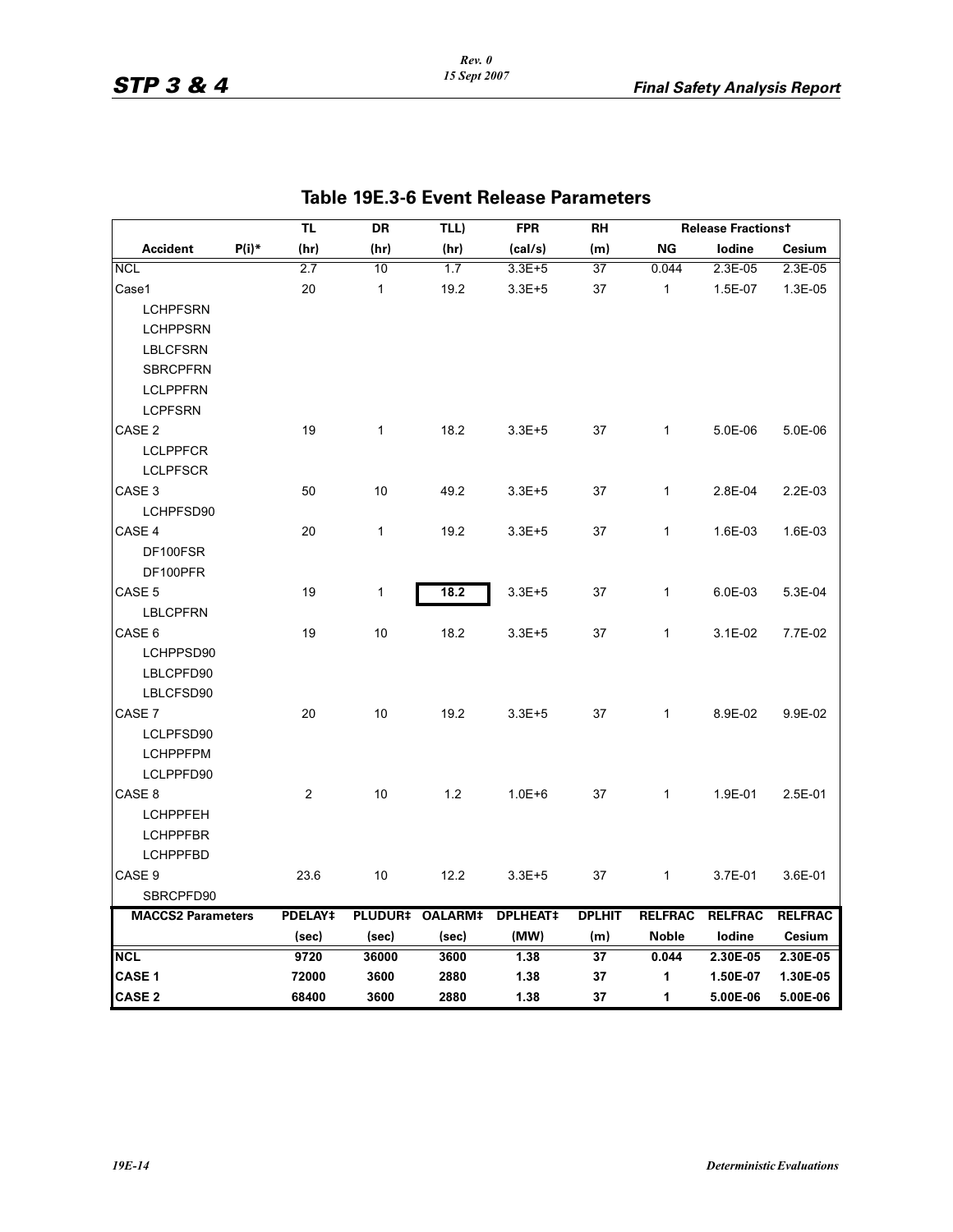## Table 19E.3-6 Event Release Parameters

| Accident | P(i)* | TL (hr) | DR (hr) | TLL) (hr) | FPR (cal/s) | RH (m) | Release Fractions† NG | Iodine | Cesium |
|---|---|---|---|---|---|---|---|---|---|
| NCL | | 2.7 | 10 | 1.7 | 3.3E+5 | 37 | 0.044 | 2.3E-05 | 2.3E-05 |
| Case1 | | 20 | 1 | 19.2 | 3.3E+5 | 37 | 1 | 1.5E-07 | 1.3E-05 |
| LCHPFSRN | | | | | | | | | |
| LCHPPSRN | | | | | | | | | |
| LBLCFSRN | | | | | | | | | |
| SBRCPFRN | | | | | | | | | |
| LCLPPFRN | | | | | | | | | |
| LCPFSRN | | | | | | | | | |
| CASE 2 | | 19 | 1 | 18.2 | 3.3E+5 | 37 | 1 | 5.0E-06 | 5.0E-06 |
| LCLPPFCR | | | | | | | | | |
| LCLPFSCR | | | | | | | | | |
| CASE 3 | | 50 | 10 | 49.2 | 3.3E+5 | 37 | 1 | 2.8E-04 | 2.2E-03 |
| LCHPFSD90 | | | | | | | | | |
| CASE 4 | | 20 | 1 | 19.2 | 3.3E+5 | 37 | 1 | 1.6E-03 | 1.6E-03 |
| DF100FSR | | | | | | | | | |
| DF100PFR | | | | | | | | | |
| CASE 5 | | 19 | 1 | **18.2** | 3.3E+5 | 37 | 1 | 6.0E-03 | 5.3E-04 |
| LBLCPFRN | | | | | | | | | |
| CASE 6 | | 19 | 10 | 18.2 | 3.3E+5 | 37 | 1 | 3.1E-02 | 7.7E-02 |
| LCHPPSD90 | | | | | | | | | |
| LBLCPFD90 | | | | | | | | | |
| LBLCFSD90 | | | | | | | | | |
| CASE 7 | | 20 | 10 | 19.2 | 3.3E+5 | 37 | 1 | 8.9E-02 | 9.9E-02 |
| LCLPFSD90 | | | | | | | | | |
| LCHPPFPM | | | | | | | | | |
| LCLPPFD90 | | | | | | | | | |
| CASE 8 | | 2 | 10 | 1.2 | 1.0E+6 | 37 | 1 | 1.9E-01 | 2.5E-01 |
| LCHPPFEH | | | | | | | | | |
| LCHPPFBR | | | | | | | | | |
| LCHPPFBD | | | | | | | | | |
| CASE 9 | | 23.6 | 10 | 12.2 | 3.3E+5 | 37 | 1 | 3.7E-01 | 3.6E-01 |
| SBRCPFD90 | | | | | | | | | |
| **MACCS2 Parameters** | | **PDELAY‡ (sec)** | **PLUDUR‡ (sec)** | **OALARM‡ (sec)** | **DPLHEAT‡ (MW)** | **DPLHIT (m)** | **RELFRAC Noble** | **RELFRAC Iodine** | **RELFRAC Cesium** |
| **NCL** | | **9720** | **36000** | **3600** | **1.38** | **37** | **0.044** | **2.30E-05** | **2.30E-05** |
| **CASE 1** | | **72000** | **3600** | **2880** | **1.38** | **37** | **1** | **1.50E-07** | **1.30E-05** |
| **CASE 2** | | **68400** | **3600** | **2880** | **1.38** | **37** | **1** | **5.00E-06** | **5.00E-06** |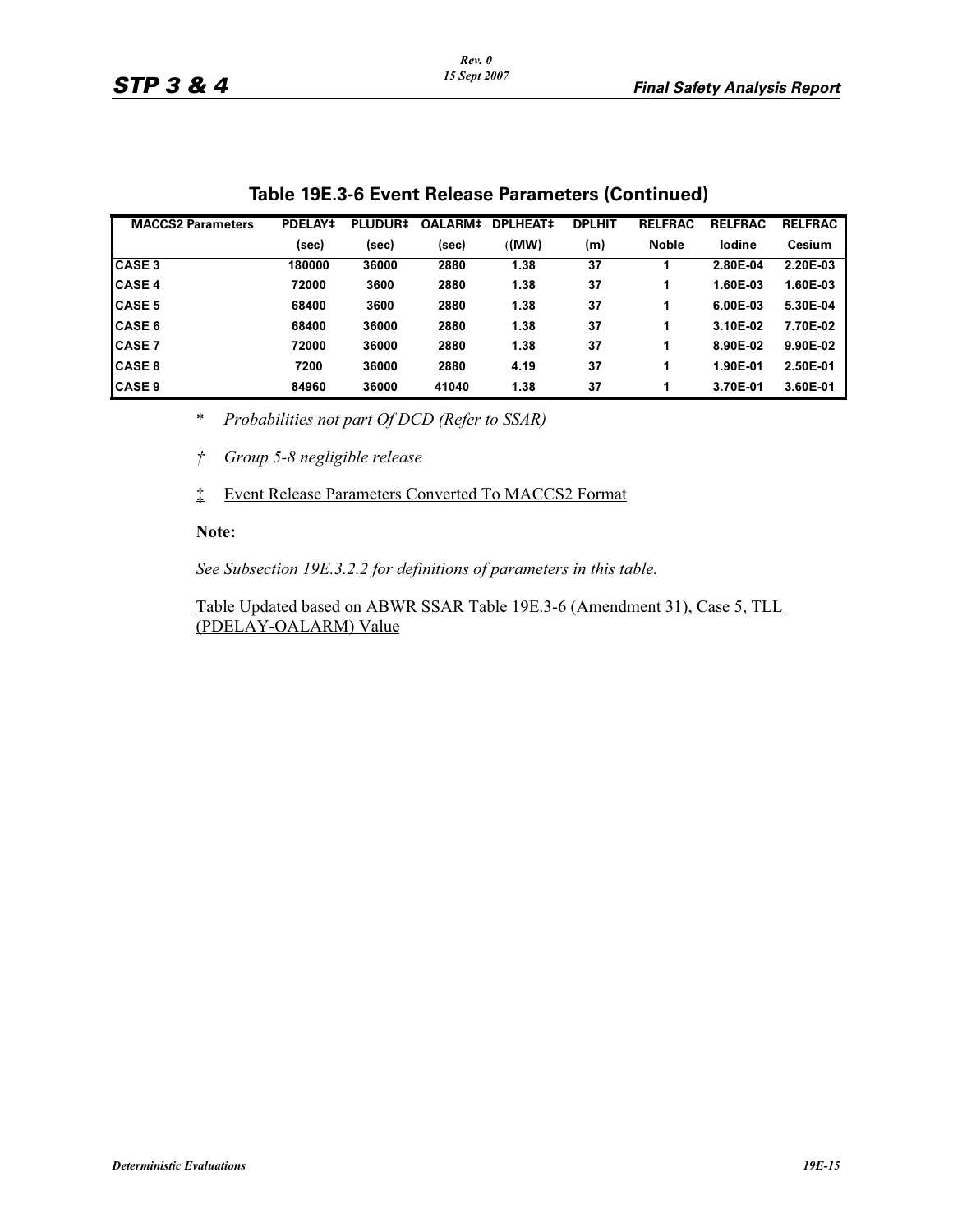## Table 19E.3-6 Event Release Parameters (Continued)

| MACCS2 Parameters | PDELAY‡ (sec) | PLUDUR‡ (sec) | OALARM‡ (sec) | DPLHEAT‡ ((MW) | DPLHIT (m) | RELFRAC Noble | RELFRAC Iodine | RELFRAC Cesium |
|---|---|---|---|---|---|---|---|---|
| CASE 3 | 180000 | 36000 | 2880 | 1.38 | 37 | 1 | 2.80E-04 | 2.20E-03 |
| CASE 4 | 72000 | 3600 | 2880 | 1.38 | 37 | 1 | 1.60E-03 | 1.60E-03 |
| CASE 5 | 68400 | 3600 | 2880 | 1.38 | 37 | 1 | 6.00E-03 | 5.30E-04 |
| CASE 6 | 68400 | 36000 | 2880 | 1.38 | 37 | 1 | 3.10E-02 | 7.70E-02 |
| CASE 7 | 72000 | 36000 | 2880 | 1.38 | 37 | 1 | 8.90E-02 | 9.90E-02 |
| CASE 8 | 7200 | 36000 | 2880 | 4.19 | 37 | 1 | 1.90E-01 | 2.50E-01 |
| CASE 9 | 84960 | 36000 | 41040 | 1.38 | 37 | 1 | 3.70E-01 | 3.60E-01 |

\* *Probabilities not part Of DCD (Refer to SSAR)*

† *Group 5-8 negligible release*

‡ Event Release Parameters Converted To MACCS2 Format

**Note:**

*See Subsection 19E.3.2.2 for definitions of parameters in this table.*

Table Updated based on ABWR SSAR Table 19E.3-6 (Amendment 31), Case 5, TLL (PDELAY-OALARM) Value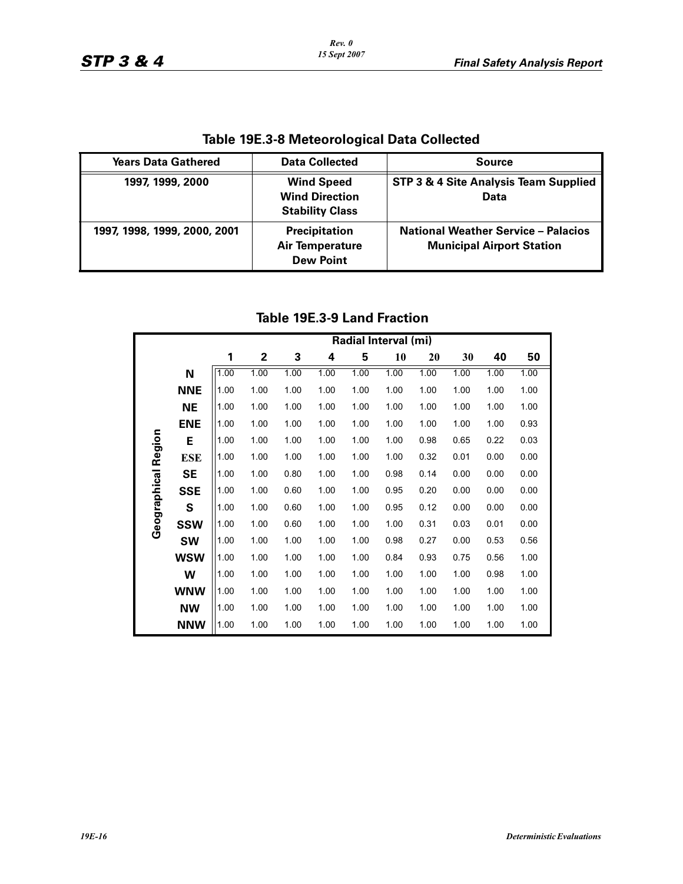## Table 19E.3-8 Meteorological Data Collected

| Years Data Gathered | Data Collected | Source |
|---|---|---|
| **1997, 1999, 2000** | **Wind Speed**<br>**Wind Direction**<br>**Stability Class** | **STP 3 & 4 Site Analysis Team Supplied Data** |
| **1997, 1998, 1999, 2000, 2001** | **Precipitation**<br>**Air Temperature**<br>**Dew Point** | **National Weather Service – Palacios Municipal Airport Station** |

## Table 19E.3-9 Land Fraction

| Geographical Region | Radial Interval (mi) | | | | | | | | | |
|---|---|---|---|---|---|---|---|---|---|---|
| | **1** | **2** | **3** | **4** | **5** | **10** | **20** | **30** | **40** | **50** |
| **N** | 1.00 | 1.00 | 1.00 | 1.00 | 1.00 | 1.00 | 1.00 | 1.00 | 1.00 | 1.00 |
| **NNE** | 1.00 | 1.00 | 1.00 | 1.00 | 1.00 | 1.00 | 1.00 | 1.00 | 1.00 | 1.00 |
| **NE** | 1.00 | 1.00 | 1.00 | 1.00 | 1.00 | 1.00 | 1.00 | 1.00 | 1.00 | 1.00 |
| **ENE** | 1.00 | 1.00 | 1.00 | 1.00 | 1.00 | 1.00 | 1.00 | 1.00 | 1.00 | 0.93 |
| **E** | 1.00 | 1.00 | 1.00 | 1.00 | 1.00 | 1.00 | 0.98 | 0.65 | 0.22 | 0.03 |
| **ESE** | 1.00 | 1.00 | 1.00 | 1.00 | 1.00 | 1.00 | 0.32 | 0.01 | 0.00 | 0.00 |
| **SE** | 1.00 | 1.00 | 0.80 | 1.00 | 1.00 | 0.98 | 0.14 | 0.00 | 0.00 | 0.00 |
| **SSE** | 1.00 | 1.00 | 0.60 | 1.00 | 1.00 | 0.95 | 0.20 | 0.00 | 0.00 | 0.00 |
| **S** | 1.00 | 1.00 | 0.60 | 1.00 | 1.00 | 0.95 | 0.12 | 0.00 | 0.00 | 0.00 |
| **SSW** | 1.00 | 1.00 | 0.60 | 1.00 | 1.00 | 1.00 | 0.31 | 0.03 | 0.01 | 0.00 |
| **SW** | 1.00 | 1.00 | 1.00 | 1.00 | 1.00 | 0.98 | 0.27 | 0.00 | 0.53 | 0.56 |
| **WSW** | 1.00 | 1.00 | 1.00 | 1.00 | 1.00 | 0.84 | 0.93 | 0.75 | 0.56 | 1.00 |
| **W** | 1.00 | 1.00 | 1.00 | 1.00 | 1.00 | 1.00 | 1.00 | 1.00 | 0.98 | 1.00 |
| **WNW** | 1.00 | 1.00 | 1.00 | 1.00 | 1.00 | 1.00 | 1.00 | 1.00 | 1.00 | 1.00 |
| **NW** | 1.00 | 1.00 | 1.00 | 1.00 | 1.00 | 1.00 | 1.00 | 1.00 | 1.00 | 1.00 |
| **NNW** | 1.00 | 1.00 | 1.00 | 1.00 | 1.00 | 1.00 | 1.00 | 1.00 | 1.00 | 1.00 |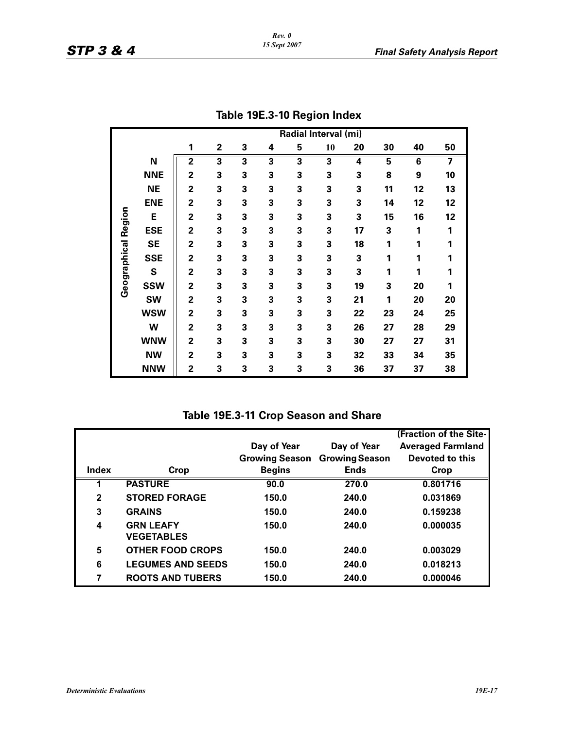## Table 19E.3-10 Region Index

| | | Radial Interval (mi) | | | | | | | | | |
|---|---|---|---|---|---|---|---|---|---|---|---|
| | | 1 | 2 | 3 | 4 | 5 | 10 | 20 | 30 | 40 | 50 |
| Geographical Region | N | 2 | 3 | 3 | 3 | 3 | 3 | 4 | 5 | 6 | 7 |
| | NNE | 2 | 3 | 3 | 3 | 3 | 3 | 3 | 8 | 9 | 10 |
| | NE | 2 | 3 | 3 | 3 | 3 | 3 | 3 | 11 | 12 | 13 |
| | ENE | 2 | 3 | 3 | 3 | 3 | 3 | 3 | 14 | 12 | 12 |
| | E | 2 | 3 | 3 | 3 | 3 | 3 | 3 | 15 | 16 | 12 |
| | ESE | 2 | 3 | 3 | 3 | 3 | 3 | 17 | 3 | 1 | 1 |
| | SE | 2 | 3 | 3 | 3 | 3 | 3 | 18 | 1 | 1 | 1 |
| | SSE | 2 | 3 | 3 | 3 | 3 | 3 | 3 | 1 | 1 | 1 |
| | S | 2 | 3 | 3 | 3 | 3 | 3 | 3 | 1 | 1 | 1 |
| | SSW | 2 | 3 | 3 | 3 | 3 | 3 | 19 | 3 | 20 | 1 |
| | SW | 2 | 3 | 3 | 3 | 3 | 3 | 21 | 1 | 20 | 20 |
| | WSW | 2 | 3 | 3 | 3 | 3 | 3 | 22 | 23 | 24 | 25 |
| | W | 2 | 3 | 3 | 3 | 3 | 3 | 26 | 27 | 28 | 29 |
| | WNW | 2 | 3 | 3 | 3 | 3 | 3 | 30 | 27 | 27 | 31 |
| | NW | 2 | 3 | 3 | 3 | 3 | 3 | 32 | 33 | 34 | 35 |
| | NNW | 2 | 3 | 3 | 3 | 3 | 3 | 36 | 37 | 37 | 38 |

## Table 19E.3-11 Crop Season and Share

| Index | Crop | Day of Year Growing Season Begins | Day of Year Growing Season Ends | (Fraction of the Site-Averaged Farmland Devoted to this Crop |
|---|---|---|---|---|
| 1 | PASTURE | 90.0 | 270.0 | 0.801716 |
| 2 | STORED FORAGE | 150.0 | 240.0 | 0.031869 |
| 3 | GRAINS | 150.0 | 240.0 | 0.159238 |
| 4 | GRN LEAFY VEGETABLES | 150.0 | 240.0 | 0.000035 |
| 5 | OTHER FOOD CROPS | 150.0 | 240.0 | 0.003029 |
| 6 | LEGUMES AND SEEDS | 150.0 | 240.0 | 0.018213 |
| 7 | ROOTS AND TUBERS | 150.0 | 240.0 | 0.000046 |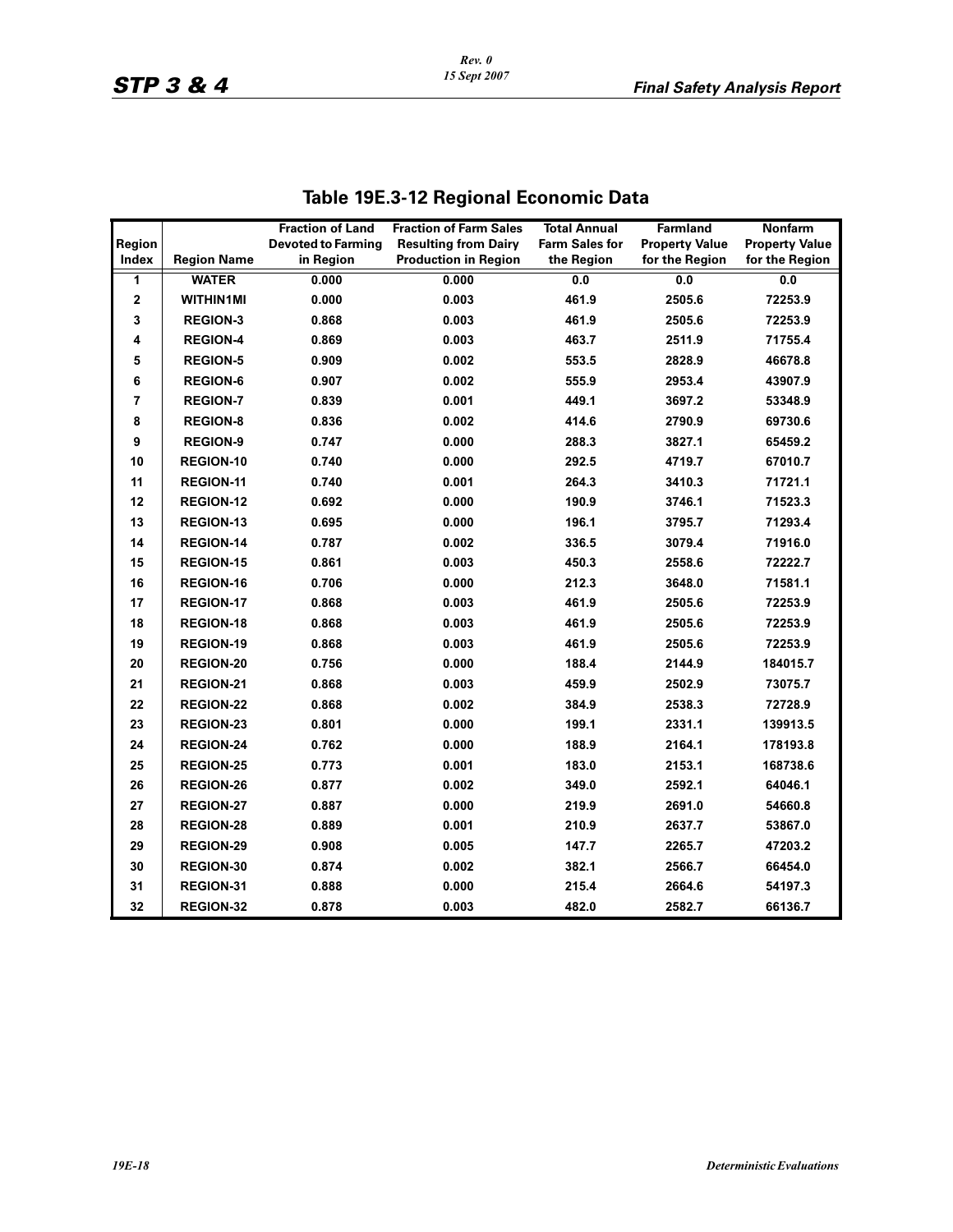## Table 19E.3-12 Regional Economic Data

| Region Index | Region Name | Fraction of Land Devoted to Farming in Region | Fraction of Farm Sales Resulting from Dairy Production in Region | Total Annual Farm Sales for the Region | Farmland Property Value for the Region | Nonfarm Property Value for the Region |
|---|---|---|---|---|---|---|
| 1 | WATER | 0.000 | 0.000 | 0.0 | 0.0 | 0.0 |
| 2 | WITHIN1MI | 0.000 | 0.003 | 461.9 | 2505.6 | 72253.9 |
| 3 | REGION-3 | 0.868 | 0.003 | 461.9 | 2505.6 | 72253.9 |
| 4 | REGION-4 | 0.869 | 0.003 | 463.7 | 2511.9 | 71755.4 |
| 5 | REGION-5 | 0.909 | 0.002 | 553.5 | 2828.9 | 46678.8 |
| 6 | REGION-6 | 0.907 | 0.002 | 555.9 | 2953.4 | 43907.9 |
| 7 | REGION-7 | 0.839 | 0.001 | 449.1 | 3697.2 | 53348.9 |
| 8 | REGION-8 | 0.836 | 0.002 | 414.6 | 2790.9 | 69730.6 |
| 9 | REGION-9 | 0.747 | 0.000 | 288.3 | 3827.1 | 65459.2 |
| 10 | REGION-10 | 0.740 | 0.000 | 292.5 | 4719.7 | 67010.7 |
| 11 | REGION-11 | 0.740 | 0.001 | 264.3 | 3410.3 | 71721.1 |
| 12 | REGION-12 | 0.692 | 0.000 | 190.9 | 3746.1 | 71523.3 |
| 13 | REGION-13 | 0.695 | 0.000 | 196.1 | 3795.7 | 71293.4 |
| 14 | REGION-14 | 0.787 | 0.002 | 336.5 | 3079.4 | 71916.0 |
| 15 | REGION-15 | 0.861 | 0.003 | 450.3 | 2558.6 | 72222.7 |
| 16 | REGION-16 | 0.706 | 0.000 | 212.3 | 3648.0 | 71581.1 |
| 17 | REGION-17 | 0.868 | 0.003 | 461.9 | 2505.6 | 72253.9 |
| 18 | REGION-18 | 0.868 | 0.003 | 461.9 | 2505.6 | 72253.9 |
| 19 | REGION-19 | 0.868 | 0.003 | 461.9 | 2505.6 | 72253.9 |
| 20 | REGION-20 | 0.756 | 0.000 | 188.4 | 2144.9 | 184015.7 |
| 21 | REGION-21 | 0.868 | 0.003 | 459.9 | 2502.9 | 73075.7 |
| 22 | REGION-22 | 0.868 | 0.002 | 384.9 | 2538.3 | 72728.9 |
| 23 | REGION-23 | 0.801 | 0.000 | 199.1 | 2331.1 | 139913.5 |
| 24 | REGION-24 | 0.762 | 0.000 | 188.9 | 2164.1 | 178193.8 |
| 25 | REGION-25 | 0.773 | 0.001 | 183.0 | 2153.1 | 168738.6 |
| 26 | REGION-26 | 0.877 | 0.002 | 349.0 | 2592.1 | 64046.1 |
| 27 | REGION-27 | 0.887 | 0.000 | 219.9 | 2691.0 | 54660.8 |
| 28 | REGION-28 | 0.889 | 0.001 | 210.9 | 2637.7 | 53867.0 |
| 29 | REGION-29 | 0.908 | 0.005 | 147.7 | 2265.7 | 47203.2 |
| 30 | REGION-30 | 0.874 | 0.002 | 382.1 | 2566.7 | 66454.0 |
| 31 | REGION-31 | 0.888 | 0.000 | 215.4 | 2664.6 | 54197.3 |
| 32 | REGION-32 | 0.878 | 0.003 | 482.0 | 2582.7 | 66136.7 |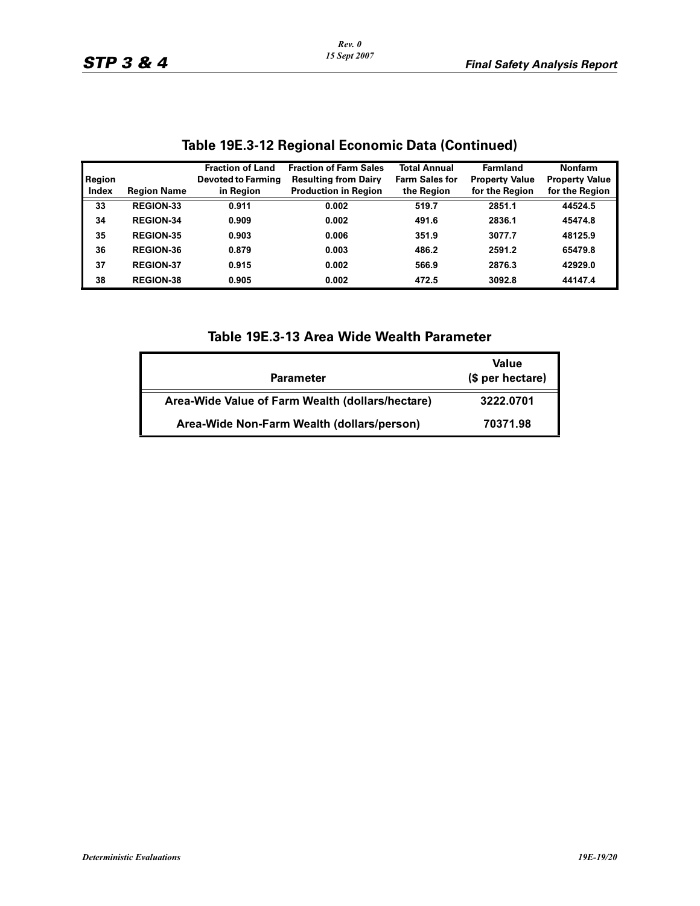## Table 19E.3-12 Regional Economic Data (Continued)

| Region Index | Region Name | Fraction of Land Devoted to Farming in Region | Fraction of Farm Sales Resulting from Dairy Production in Region | Total Annual Farm Sales for the Region | Farmland Property Value for the Region | Nonfarm Property Value for the Region |
|---|---|---|---|---|---|---|
| 33 | REGION-33 | 0.911 | 0.002 | 519.7 | 2851.1 | 44524.5 |
| 34 | REGION-34 | 0.909 | 0.002 | 491.6 | 2836.1 | 45474.8 |
| 35 | REGION-35 | 0.903 | 0.006 | 351.9 | 3077.7 | 48125.9 |
| 36 | REGION-36 | 0.879 | 0.003 | 486.2 | 2591.2 | 65479.8 |
| 37 | REGION-37 | 0.915 | 0.002 | 566.9 | 2876.3 | 42929.0 |
| 38 | REGION-38 | 0.905 | 0.002 | 472.5 | 3092.8 | 44147.4 |

## Table 19E.3-13 Area Wide Wealth Parameter

| Parameter | Value ($ per hectare) |
|---|---|
| Area-Wide Value of Farm Wealth (dollars/hectare) | 3222.0701 |
| Area-Wide Non-Farm Wealth (dollars/person) | 70371.98 |